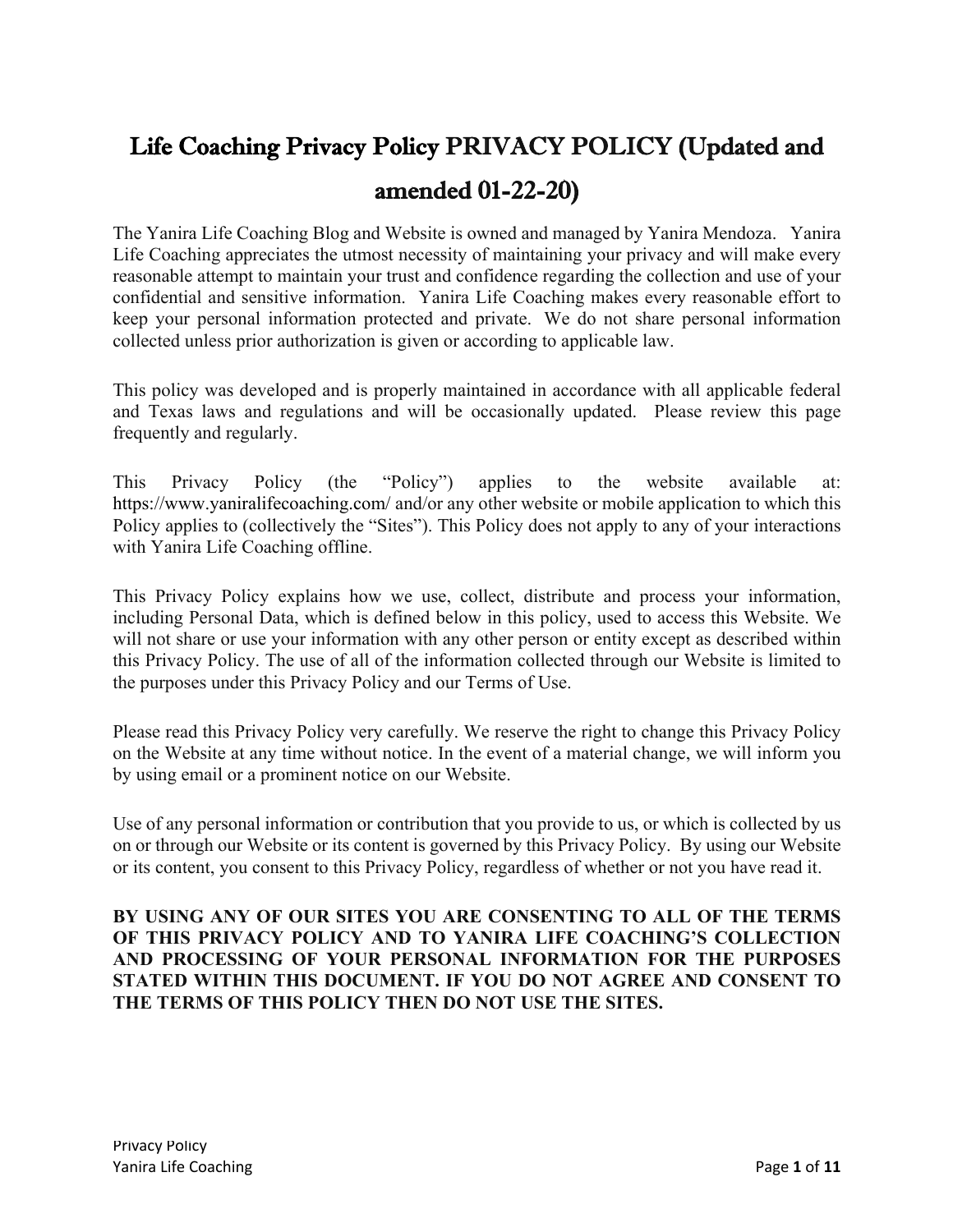# Life Coaching Privacy Policy PRIVACY POLICY (Updated and amended 01-22-20)

The Yanira Life Coaching Blog and Website is owned and managed by Yanira Mendoza. Yanira Life Coaching appreciates the utmost necessity of maintaining your privacy and will make every reasonable attempt to maintain your trust and confidence regarding the collection and use of your confidential and sensitive information. Yanira Life Coaching makes every reasonable effort to keep your personal information protected and private. We do not share personal information collected unless prior authorization is given or according to applicable law.

This policy was developed and is properly maintained in accordance with all applicable federal and Texas laws and regulations and will be occasionally updated. Please review this page frequently and regularly.

This Privacy Policy (the "Policy") applies to the website available at: https://www.yaniralifecoaching.com/ and/or any other website or mobile application to which this Policy applies to (collectively the "Sites"). This Policy does not apply to any of your interactions with Yanira Life Coaching offline.

This Privacy Policy explains how we use, collect, distribute and process your information, including Personal Data, which is defined below in this policy, used to access this Website. We will not share or use your information with any other person or entity except as described within this Privacy Policy. The use of all of the information collected through our Website is limited to the purposes under this Privacy Policy and our Terms of Use.

Please read this Privacy Policy very carefully. We reserve the right to change this Privacy Policy on the Website at any time without notice. In the event of a material change, we will inform you by using email or a prominent notice on our Website.

Use of any personal information or contribution that you provide to us, or which is collected by us on or through our Website or its content is governed by this Privacy Policy. By using our Website or its content, you consent to this Privacy Policy, regardless of whether or not you have read it.

**BY USING ANY OF OUR SITES YOU ARE CONSENTING TO ALL OF THE TERMS OF THIS PRIVACY POLICY AND TO YANIRA LIFE COACHING'S COLLECTION AND PROCESSING OF YOUR PERSONAL INFORMATION FOR THE PURPOSES STATED WITHIN THIS DOCUMENT. IF YOU DO NOT AGREE AND CONSENT TO THE TERMS OF THIS POLICY THEN DO NOT USE THE SITES.**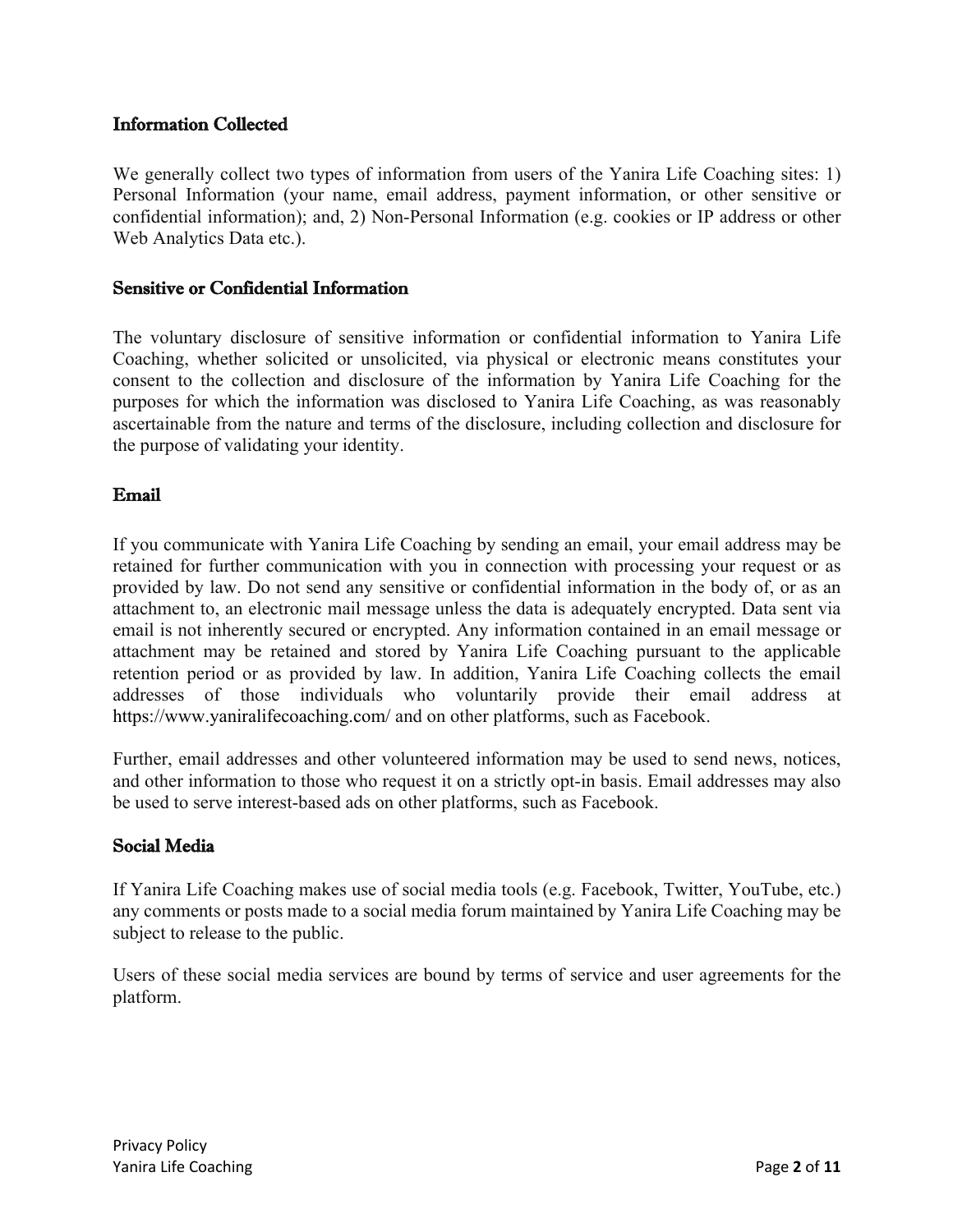### Information Collected

We generally collect two types of information from users of the Yanira Life Coaching sites: 1) Personal Information (your name, email address, payment information, or other sensitive or confidential information); and, 2) Non-Personal Information (e.g. cookies or IP address or other Web Analytics Data etc.).

### Sensitive or Confidential Information

The voluntary disclosure of sensitive information or confidential information to Yanira Life Coaching, whether solicited or unsolicited, via physical or electronic means constitutes your consent to the collection and disclosure of the information by Yanira Life Coaching for the purposes for which the information was disclosed to Yanira Life Coaching, as was reasonably ascertainable from the nature and terms of the disclosure, including collection and disclosure for the purpose of validating your identity.

### Email

If you communicate with Yanira Life Coaching by sending an email, your email address may be retained for further communication with you in connection with processing your request or as provided by law. Do not send any sensitive or confidential information in the body of, or as an attachment to, an electronic mail message unless the data is adequately encrypted. Data sent via email is not inherently secured or encrypted. Any information contained in an email message or attachment may be retained and stored by Yanira Life Coaching pursuant to the applicable retention period or as provided by law. In addition, Yanira Life Coaching collects the email addresses of those individuals who voluntarily provide their email address at https://www.yaniralifecoaching.com/ and on other platforms, such as Facebook.

Further, email addresses and other volunteered information may be used to send news, notices, and other information to those who request it on a strictly opt-in basis. Email addresses may also be used to serve interest-based ads on other platforms, such as Facebook.

### Social Media

If Yanira Life Coaching makes use of social media tools (e.g. Facebook, Twitter, YouTube, etc.) any comments or posts made to a social media forum maintained by Yanira Life Coaching may be subject to release to the public.

Users of these social media services are bound by terms of service and user agreements for the platform.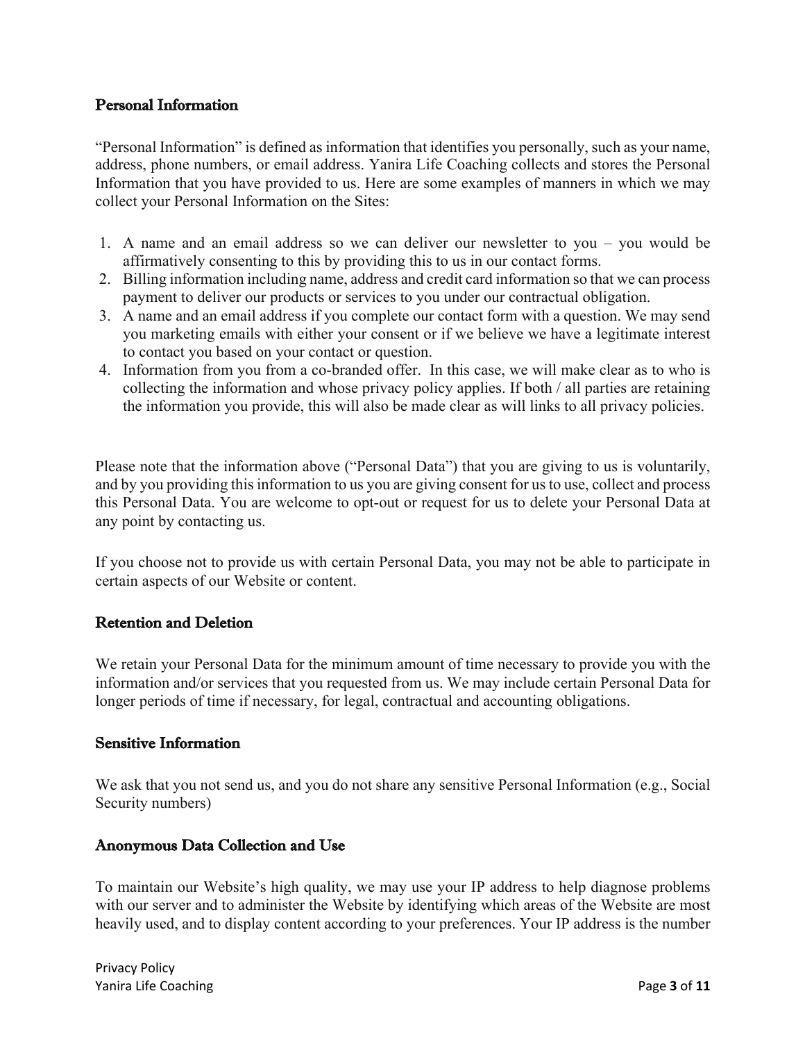### Personal Information

"Personal Information" is defined as information that identifies you personally, such as your name, address, phone numbers, or email address. Yanira Life Coaching collects and stores the Personal Information that you have provided to us. Here are some examples of manners in which we may collect your Personal Information on the Sites:

1. A name and an email address so we can deliver our newsletter to you – you would be affirmatively consenting to this by providing this to us in our contact forms.
2. Billing information including name, address and credit card information so that we can process payment to deliver our products or services to you under our contractual obligation.
3. A name and an email address if you complete our contact form with a question. We may send you marketing emails with either your consent or if we believe we have a legitimate interest to contact you based on your contact or question.
4. Information from you from a co-branded offer. In this case, we will make clear as to who is collecting the information and whose privacy policy applies. If both / all parties are retaining the information you provide, this will also be made clear as will links to all privacy policies.

Please note that the information above ("Personal Data") that you are giving to us is voluntarily, and by you providing this information to us you are giving consent for us to use, collect and process this Personal Data. You are welcome to opt-out or request for us to delete your Personal Data at any point by contacting us.

If you choose not to provide us with certain Personal Data, you may not be able to participate in certain aspects of our Website or content.

### Retention and Deletion

We retain your Personal Data for the minimum amount of time necessary to provide you with the information and/or services that you requested from us. We may include certain Personal Data for longer periods of time if necessary, for legal, contractual and accounting obligations.

### Sensitive Information

We ask that you not send us, and you do not share any sensitive Personal Information (e.g., Social Security numbers)

### Anonymous Data Collection and Use

To maintain our Website's high quality, we may use your IP address to help diagnose problems with our server and to administer the Website by identifying which areas of the Website are most heavily used, and to display content according to your preferences. Your IP address is the number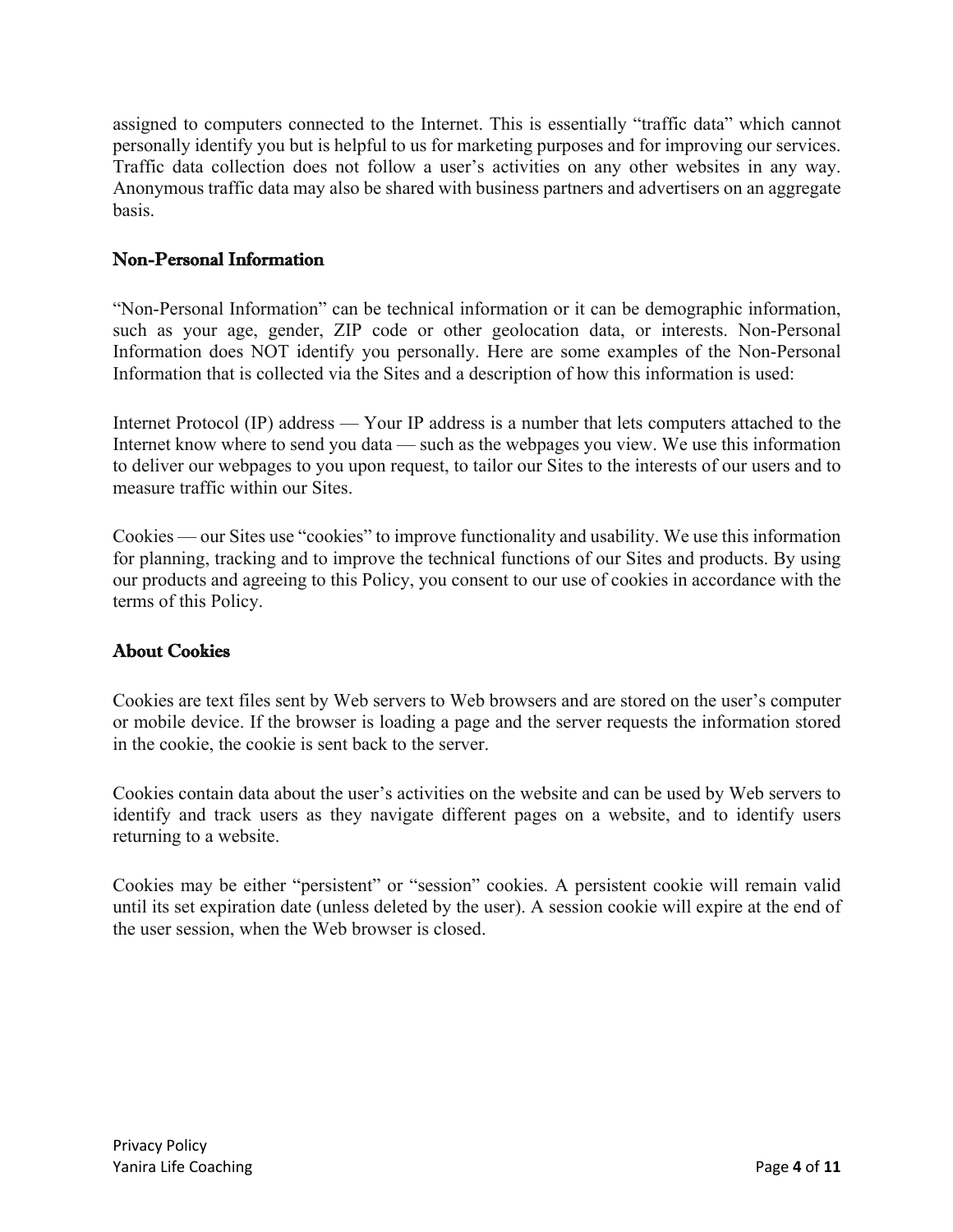assigned to computers connected to the Internet. This is essentially "traffic data" which cannot personally identify you but is helpful to us for marketing purposes and for improving our services. Traffic data collection does not follow a user's activities on any other websites in any way. Anonymous traffic data may also be shared with business partners and advertisers on an aggregate basis.

## Non-Personal Information

"Non-Personal Information" can be technical information or it can be demographic information, such as your age, gender, ZIP code or other geolocation data, or interests. Non-Personal Information does NOT identify you personally. Here are some examples of the Non-Personal Information that is collected via the Sites and a description of how this information is used:

Internet Protocol (IP) address — Your IP address is a number that lets computers attached to the Internet know where to send you data — such as the webpages you view. We use this information to deliver our webpages to you upon request, to tailor our Sites to the interests of our users and to measure traffic within our Sites.

Cookies — our Sites use "cookies" to improve functionality and usability. We use this information for planning, tracking and to improve the technical functions of our Sites and products. By using our products and agreeing to this Policy, you consent to our use of cookies in accordance with the terms of this Policy.

## About Cookies

Cookies are text files sent by Web servers to Web browsers and are stored on the user's computer or mobile device. If the browser is loading a page and the server requests the information stored in the cookie, the cookie is sent back to the server.

Cookies contain data about the user's activities on the website and can be used by Web servers to identify and track users as they navigate different pages on a website, and to identify users returning to a website.

Cookies may be either "persistent" or "session" cookies. A persistent cookie will remain valid until its set expiration date (unless deleted by the user). A session cookie will expire at the end of the user session, when the Web browser is closed.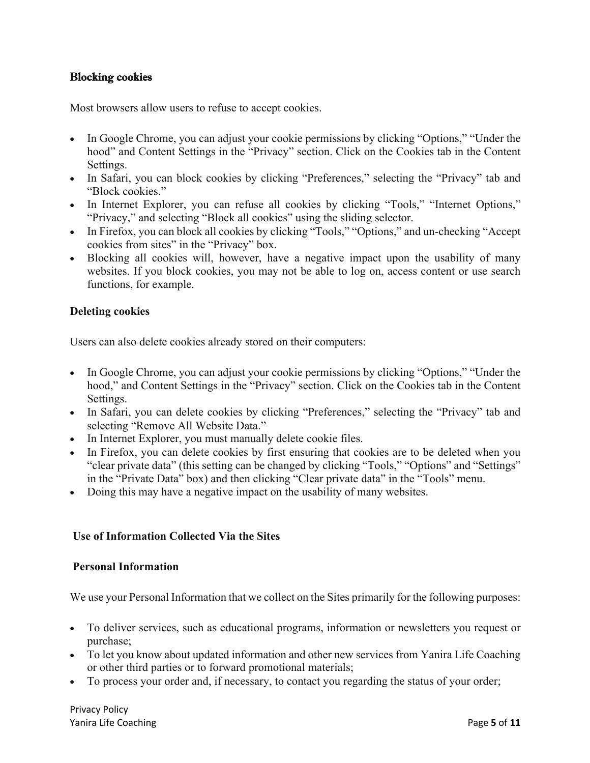### Blocking cookies

Most browsers allow users to refuse to accept cookies.

- In Google Chrome, you can adjust your cookie permissions by clicking "Options," "Under the hood" and Content Settings in the "Privacy" section. Click on the Cookies tab in the Content Settings.
- In Safari, you can block cookies by clicking "Preferences," selecting the "Privacy" tab and "Block cookies."
- In Internet Explorer, you can refuse all cookies by clicking "Tools," "Internet Options," "Privacy," and selecting "Block all cookies" using the sliding selector.
- In Firefox, you can block all cookies by clicking "Tools," "Options," and un-checking "Accept cookies from sites" in the "Privacy" box.
- Blocking all cookies will, however, have a negative impact upon the usability of many websites. If you block cookies, you may not be able to log on, access content or use search functions, for example.

### Deleting cookies

Users can also delete cookies already stored on their computers:

- In Google Chrome, you can adjust your cookie permissions by clicking "Options," "Under the hood," and Content Settings in the "Privacy" section. Click on the Cookies tab in the Content Settings.
- In Safari, you can delete cookies by clicking "Preferences," selecting the "Privacy" tab and selecting "Remove All Website Data."
- In Internet Explorer, you must manually delete cookie files.
- In Firefox, you can delete cookies by first ensuring that cookies are to be deleted when you "clear private data" (this setting can be changed by clicking "Tools," "Options" and "Settings" in the "Private Data" box) and then clicking "Clear private data" in the "Tools" menu.
- Doing this may have a negative impact on the usability of many websites.

## Use of Information Collected Via the Sites

### Personal Information

We use your Personal Information that we collect on the Sites primarily for the following purposes:

- To deliver services, such as educational programs, information or newsletters you request or purchase;
- To let you know about updated information and other new services from Yanira Life Coaching or other third parties or to forward promotional materials;
- To process your order and, if necessary, to contact you regarding the status of your order;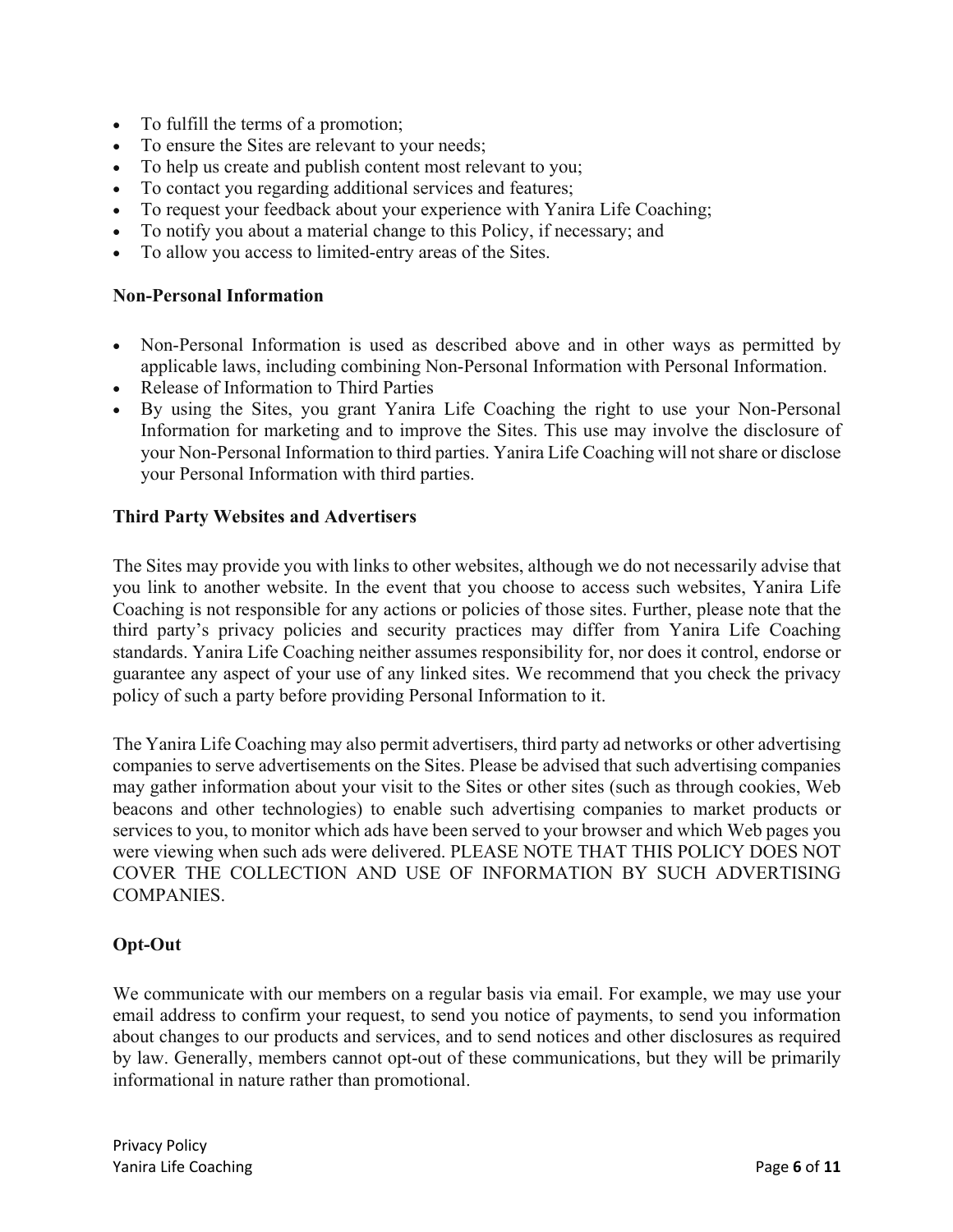- To fulfill the terms of a promotion;
- To ensure the Sites are relevant to your needs;
- To help us create and publish content most relevant to you;
- To contact you regarding additional services and features;
- To request your feedback about your experience with Yanira Life Coaching;
- To notify you about a material change to this Policy, if necessary; and
- To allow you access to limited-entry areas of the Sites.

**Non-Personal Information**

- Non-Personal Information is used as described above and in other ways as permitted by applicable laws, including combining Non-Personal Information with Personal Information.
- Release of Information to Third Parties
- By using the Sites, you grant Yanira Life Coaching the right to use your Non-Personal Information for marketing and to improve the Sites. This use may involve the disclosure of your Non-Personal Information to third parties. Yanira Life Coaching will not share or disclose your Personal Information with third parties.

**Third Party Websites and Advertisers**

The Sites may provide you with links to other websites, although we do not necessarily advise that you link to another website. In the event that you choose to access such websites, Yanira Life Coaching is not responsible for any actions or policies of those sites. Further, please note that the third party's privacy policies and security practices may differ from Yanira Life Coaching standards. Yanira Life Coaching neither assumes responsibility for, nor does it control, endorse or guarantee any aspect of your use of any linked sites. We recommend that you check the privacy policy of such a party before providing Personal Information to it.

The Yanira Life Coaching may also permit advertisers, third party ad networks or other advertising companies to serve advertisements on the Sites. Please be advised that such advertising companies may gather information about your visit to the Sites or other sites (such as through cookies, Web beacons and other technologies) to enable such advertising companies to market products or services to you, to monitor which ads have been served to your browser and which Web pages you were viewing when such ads were delivered. PLEASE NOTE THAT THIS POLICY DOES NOT COVER THE COLLECTION AND USE OF INFORMATION BY SUCH ADVERTISING COMPANIES.

**Opt-Out**

We communicate with our members on a regular basis via email. For example, we may use your email address to confirm your request, to send you notice of payments, to send you information about changes to our products and services, and to send notices and other disclosures as required by law. Generally, members cannot opt-out of these communications, but they will be primarily informational in nature rather than promotional.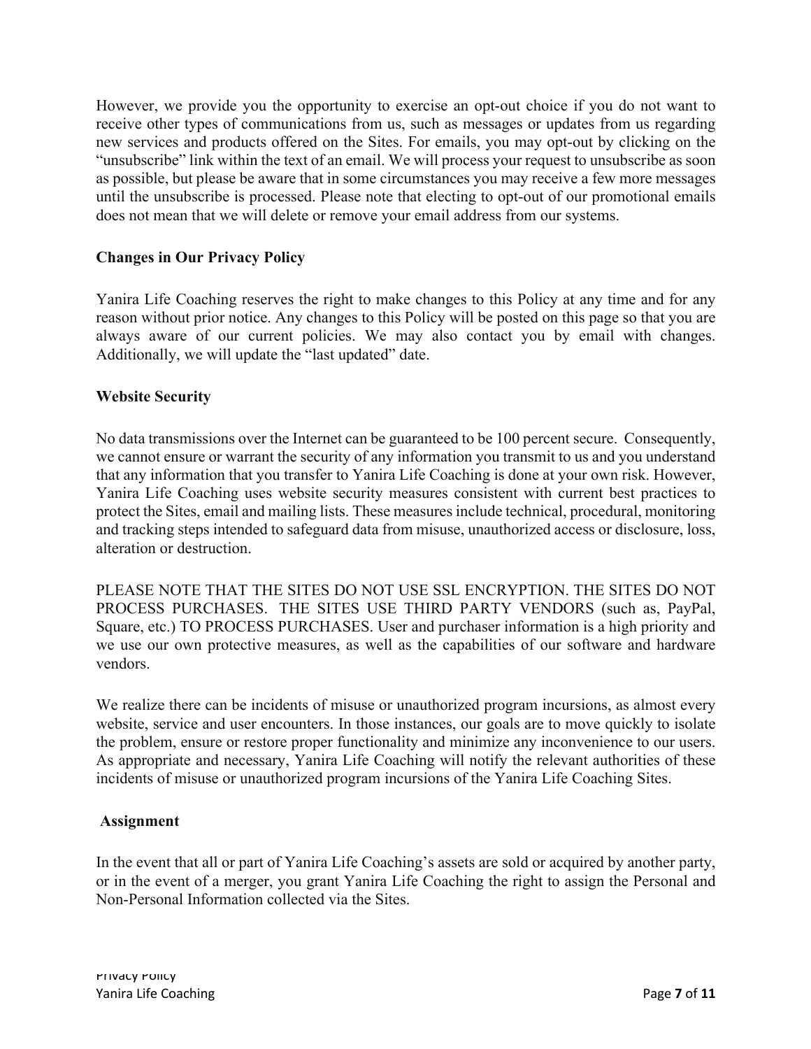However, we provide you the opportunity to exercise an opt-out choice if you do not want to receive other types of communications from us, such as messages or updates from us regarding new services and products offered on the Sites. For emails, you may opt-out by clicking on the "unsubscribe" link within the text of an email. We will process your request to unsubscribe as soon as possible, but please be aware that in some circumstances you may receive a few more messages until the unsubscribe is processed. Please note that electing to opt-out of our promotional emails does not mean that we will delete or remove your email address from our systems.

**Changes in Our Privacy Policy**

Yanira Life Coaching reserves the right to make changes to this Policy at any time and for any reason without prior notice. Any changes to this Policy will be posted on this page so that you are always aware of our current policies. We may also contact you by email with changes. Additionally, we will update the "last updated" date.

**Website Security**

No data transmissions over the Internet can be guaranteed to be 100 percent secure. Consequently, we cannot ensure or warrant the security of any information you transmit to us and you understand that any information that you transfer to Yanira Life Coaching is done at your own risk. However, Yanira Life Coaching uses website security measures consistent with current best practices to protect the Sites, email and mailing lists. These measures include technical, procedural, monitoring and tracking steps intended to safeguard data from misuse, unauthorized access or disclosure, loss, alteration or destruction.

PLEASE NOTE THAT THE SITES DO NOT USE SSL ENCRYPTION. THE SITES DO NOT PROCESS PURCHASES. THE SITES USE THIRD PARTY VENDORS (such as, PayPal, Square, etc.) TO PROCESS PURCHASES. User and purchaser information is a high priority and we use our own protective measures, as well as the capabilities of our software and hardware vendors.

We realize there can be incidents of misuse or unauthorized program incursions, as almost every website, service and user encounters. In those instances, our goals are to move quickly to isolate the problem, ensure or restore proper functionality and minimize any inconvenience to our users. As appropriate and necessary, Yanira Life Coaching will notify the relevant authorities of these incidents of misuse or unauthorized program incursions of the Yanira Life Coaching Sites.

**Assignment**

In the event that all or part of Yanira Life Coaching's assets are sold or acquired by another party, or in the event of a merger, you grant Yanira Life Coaching the right to assign the Personal and Non-Personal Information collected via the Sites.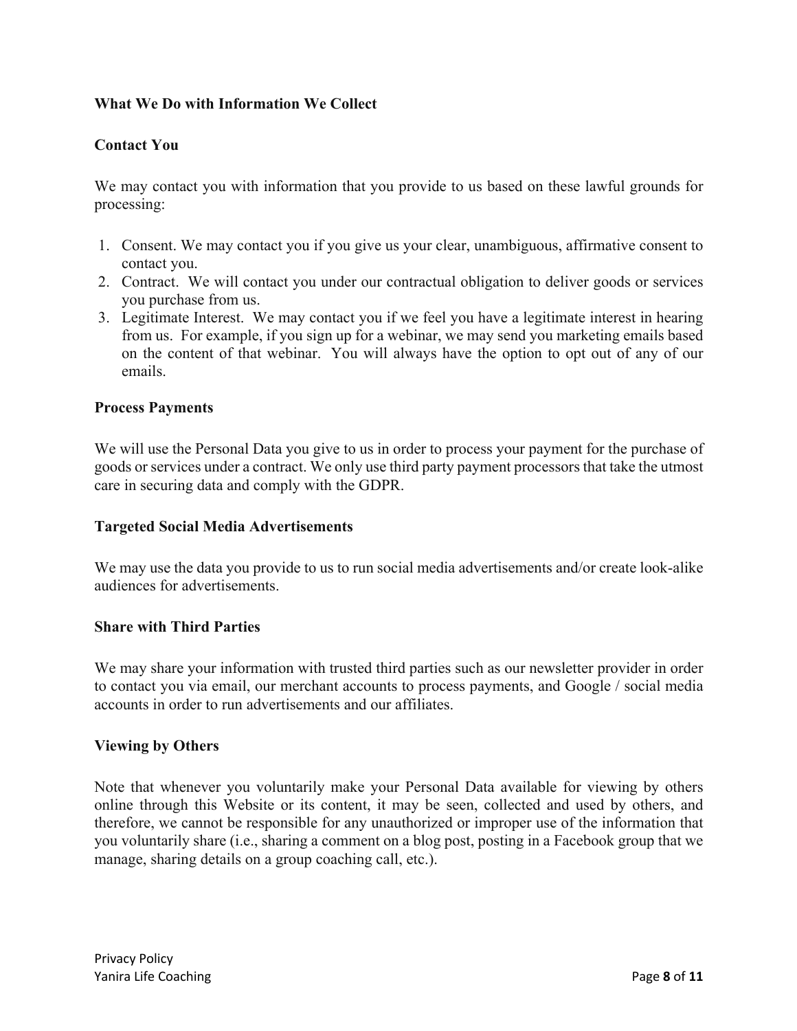**What We Do with Information We Collect**

**Contact You**

We may contact you with information that you provide to us based on these lawful grounds for processing:

1. Consent. We may contact you if you give us your clear, unambiguous, affirmative consent to contact you.
2. Contract. We will contact you under our contractual obligation to deliver goods or services you purchase from us.
3. Legitimate Interest. We may contact you if we feel you have a legitimate interest in hearing from us. For example, if you sign up for a webinar, we may send you marketing emails based on the content of that webinar. You will always have the option to opt out of any of our emails.

**Process Payments**

We will use the Personal Data you give to us in order to process your payment for the purchase of goods or services under a contract. We only use third party payment processors that take the utmost care in securing data and comply with the GDPR.

**Targeted Social Media Advertisements**

We may use the data you provide to us to run social media advertisements and/or create look-alike audiences for advertisements.

**Share with Third Parties**

We may share your information with trusted third parties such as our newsletter provider in order to contact you via email, our merchant accounts to process payments, and Google / social media accounts in order to run advertisements and our affiliates.

**Viewing by Others**

Note that whenever you voluntarily make your Personal Data available for viewing by others online through this Website or its content, it may be seen, collected and used by others, and therefore, we cannot be responsible for any unauthorized or improper use of the information that you voluntarily share (i.e., sharing a comment on a blog post, posting in a Facebook group that we manage, sharing details on a group coaching call, etc.).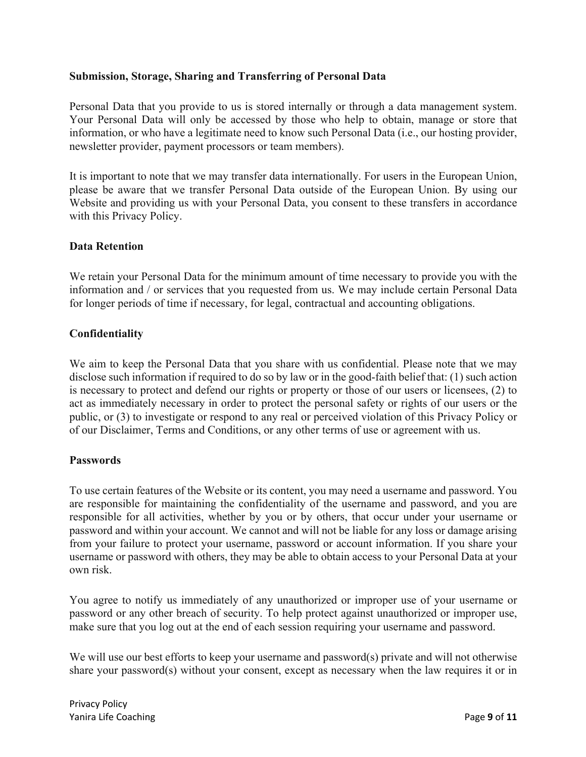**Submission, Storage, Sharing and Transferring of Personal Data**

Personal Data that you provide to us is stored internally or through a data management system. Your Personal Data will only be accessed by those who help to obtain, manage or store that information, or who have a legitimate need to know such Personal Data (i.e., our hosting provider, newsletter provider, payment processors or team members).

It is important to note that we may transfer data internationally. For users in the European Union, please be aware that we transfer Personal Data outside of the European Union. By using our Website and providing us with your Personal Data, you consent to these transfers in accordance with this Privacy Policy.

**Data Retention**

We retain your Personal Data for the minimum amount of time necessary to provide you with the information and / or services that you requested from us. We may include certain Personal Data for longer periods of time if necessary, for legal, contractual and accounting obligations.

**Confidentiality**

We aim to keep the Personal Data that you share with us confidential. Please note that we may disclose such information if required to do so by law or in the good-faith belief that: (1) such action is necessary to protect and defend our rights or property or those of our users or licensees, (2) to act as immediately necessary in order to protect the personal safety or rights of our users or the public, or (3) to investigate or respond to any real or perceived violation of this Privacy Policy or of our Disclaimer, Terms and Conditions, or any other terms of use or agreement with us.

**Passwords**

To use certain features of the Website or its content, you may need a username and password. You are responsible for maintaining the confidentiality of the username and password, and you are responsible for all activities, whether by you or by others, that occur under your username or password and within your account. We cannot and will not be liable for any loss or damage arising from your failure to protect your username, password or account information. If you share your username or password with others, they may be able to obtain access to your Personal Data at your own risk.

You agree to notify us immediately of any unauthorized or improper use of your username or password or any other breach of security. To help protect against unauthorized or improper use, make sure that you log out at the end of each session requiring your username and password.

We will use our best efforts to keep your username and password(s) private and will not otherwise share your password(s) without your consent, except as necessary when the law requires it or in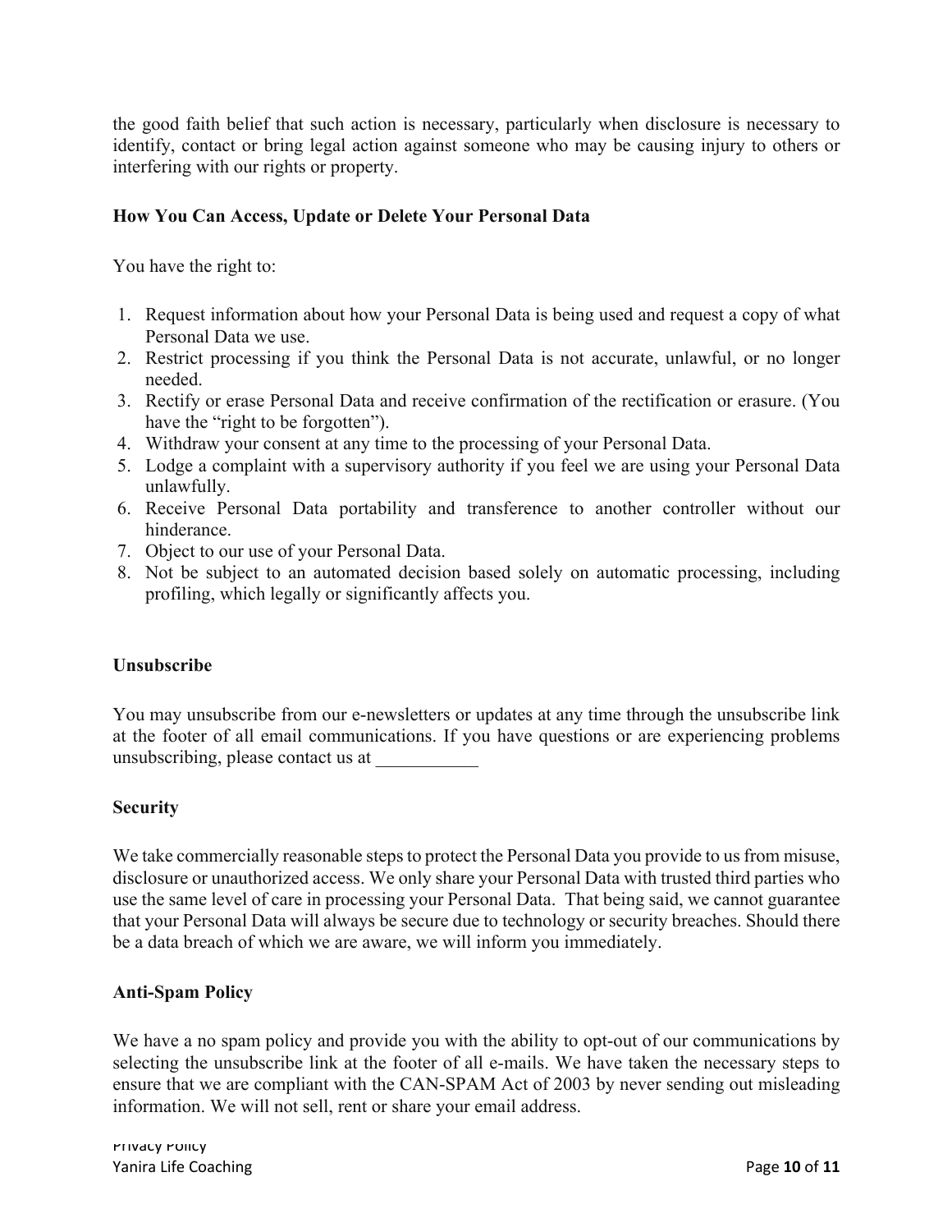the good faith belief that such action is necessary, particularly when disclosure is necessary to identify, contact or bring legal action against someone who may be causing injury to others or interfering with our rights or property.

**How You Can Access, Update or Delete Your Personal Data**

You have the right to:

1. Request information about how your Personal Data is being used and request a copy of what Personal Data we use.
2. Restrict processing if you think the Personal Data is not accurate, unlawful, or no longer needed.
3. Rectify or erase Personal Data and receive confirmation of the rectification or erasure. (You have the "right to be forgotten").
4. Withdraw your consent at any time to the processing of your Personal Data.
5. Lodge a complaint with a supervisory authority if you feel we are using your Personal Data unlawfully.
6. Receive Personal Data portability and transference to another controller without our hinderance.
7. Object to our use of your Personal Data.
8. Not be subject to an automated decision based solely on automatic processing, including profiling, which legally or significantly affects you.

**Unsubscribe**

You may unsubscribe from our e-newsletters or updates at any time through the unsubscribe link at the footer of all email communications. If you have questions or are experiencing problems unsubscribing, please contact us at ___________

**Security**

We take commercially reasonable steps to protect the Personal Data you provide to us from misuse, disclosure or unauthorized access. We only share your Personal Data with trusted third parties who use the same level of care in processing your Personal Data. That being said, we cannot guarantee that your Personal Data will always be secure due to technology or security breaches. Should there be a data breach of which we are aware, we will inform you immediately.

**Anti-Spam Policy**

We have a no spam policy and provide you with the ability to opt-out of our communications by selecting the unsubscribe link at the footer of all e-mails. We have taken the necessary steps to ensure that we are compliant with the CAN-SPAM Act of 2003 by never sending out misleading information. We will not sell, rent or share your email address.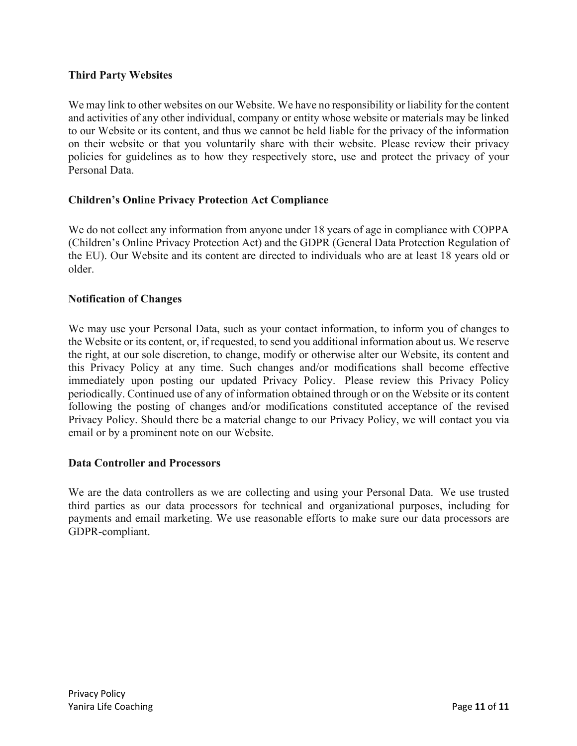**Third Party Websites**

We may link to other websites on our Website. We have no responsibility or liability for the content and activities of any other individual, company or entity whose website or materials may be linked to our Website or its content, and thus we cannot be held liable for the privacy of the information on their website or that you voluntarily share with their website. Please review their privacy policies for guidelines as to how they respectively store, use and protect the privacy of your Personal Data.

**Children's Online Privacy Protection Act Compliance**

We do not collect any information from anyone under 18 years of age in compliance with COPPA (Children's Online Privacy Protection Act) and the GDPR (General Data Protection Regulation of the EU). Our Website and its content are directed to individuals who are at least 18 years old or older.

**Notification of Changes**

We may use your Personal Data, such as your contact information, to inform you of changes to the Website or its content, or, if requested, to send you additional information about us. We reserve the right, at our sole discretion, to change, modify or otherwise alter our Website, its content and this Privacy Policy at any time. Such changes and/or modifications shall become effective immediately upon posting our updated Privacy Policy. Please review this Privacy Policy periodically. Continued use of any of information obtained through or on the Website or its content following the posting of changes and/or modifications constituted acceptance of the revised Privacy Policy. Should there be a material change to our Privacy Policy, we will contact you via email or by a prominent note on our Website.

**Data Controller and Processors**

We are the data controllers as we are collecting and using your Personal Data. We use trusted third parties as our data processors for technical and organizational purposes, including for payments and email marketing. We use reasonable efforts to make sure our data processors are GDPR-compliant.